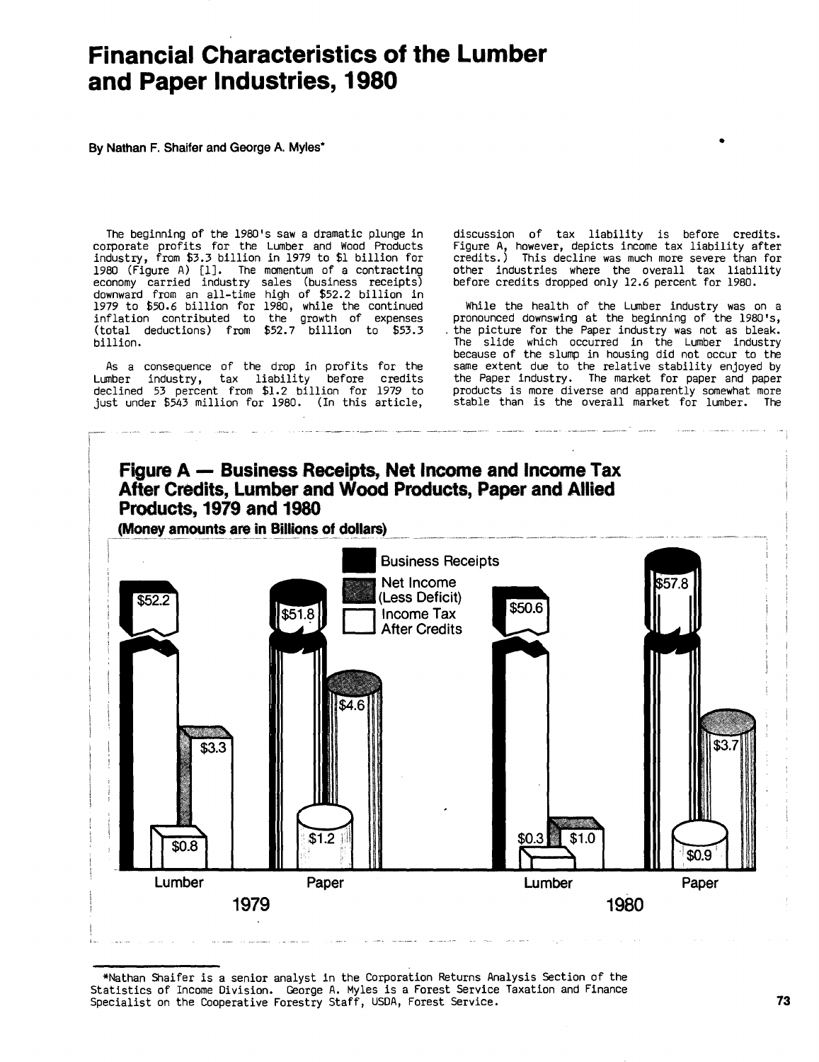# Financial Characteristics of the Lumber and Paper Industries, 1980

By Nathan F. Shaifer and George A. Myles*

The beginning of the 1980's saw a dramatic plunge in corporate profits for the Lumber and Wood Products industry, from $3.3 billion in 1979 to $1 billion for 1980 (Figure A) [1]. The momentum of a contracting economy carried industry sales (business receipts) downward from an all-time high of $52.2 billion in 1979 to $50.6 billion for 1980, while the continued inflation contributed to the growth of expenses (total deductions) from $52.7 billion to $53.3 billion.

As a consequence of the drop in profits for the Lumber industry, tax liability before credits declined 53 percent from $1.2 billion for 1979 to just under $543 million for 1980. (In this article, discussion of tax liability is before credits. Figure A, however, depicts income tax liability after credits.) This decline was much more severe than for other industries where the overall tax liability before credits dropped only 12.6 percent for 1980.

While the health of the Lumber industry was on a pronounced downswing at the beginning of the 1980's, the picture for the Paper industry was not as bleak. The slide which occurred in the Lumber industry because of the slump in housing did not occur to the same extent due to the relative stability enjoyed by the Paper industry. The market for paper and paper products is more diverse and apparently somewhat more stable than is the overall market for lumber. The

**Figure A — Business Receipts, Net Income and Income Tax After Credits, Lumber and Wood Products, Paper and Allied Products, 1979 and 1980**

(Money amounts are in Billions of dollars)

| Year | Industry | Business Receipts | Net Income (Less Deficit) | Income Tax After Credits |
|---|---|---|---|---|
| 1979 | Lumber | $52.2 | $3.3 | $0.8 |
| 1979 | Paper | $51.8 | $4.6 | $1.2 |
| 1980 | Lumber | $50.6 | $1.0 | $0.3 |
| 1980 | Paper | $57.8 | $3.7 | $0.9 |

*Nathan Shaifer is a senior analyst in the Corporation Returns Analysis Section of the Statistics of Income Division. George A. Myles is a Forest Service Taxation and Finance Specialist on the Cooperative Forestry Staff, USDA, Forest Service.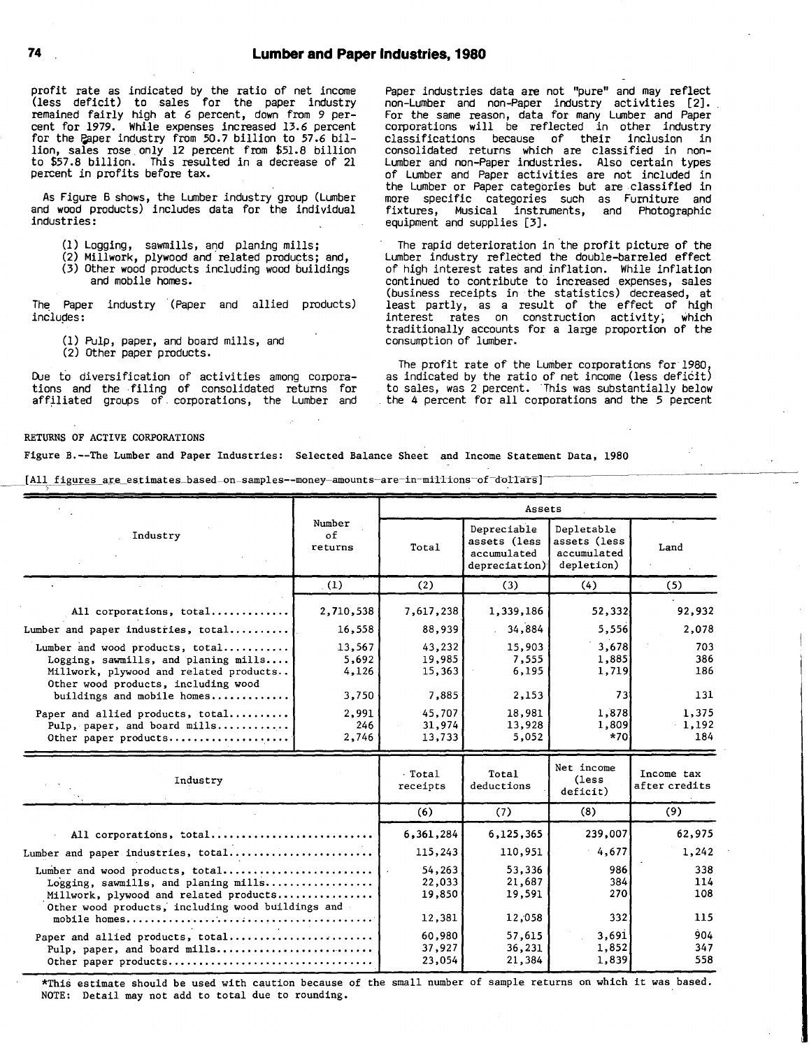profit rate as indicated by the ratio of net income (less deficit) to sales for the paper industry remained fairly high at 6 percent, down from 9 percent for 1979. While expenses increased 13.6 percent for the Paper industry from 50.7 billion to 57.6 billion, sales rose only 12 percent from $51.8 billion to $57.8 billion. This resulted in a decrease of 21 percent in profits before tax.

As Figure B shows, the Lumber industry group (Lumber and wood products) includes data for the individual industries:

(1) Logging, sawmills, and planing mills;
(2) Millwork, plywood and related products; and,
(3) Other wood products including wood buildings and mobile homes.

The Paper industry (Paper and allied products) includes:

(1) Pulp, paper, and board mills, and
(2) Other paper products.

Due to diversification of activities among corporations and the filing of consolidated returns for affiliated groups of corporations, the Lumber and Paper industries data are not "pure" and may reflect non-Lumber and non-Paper industry activities [2]. For the same reason, data for many Lumber and Paper corporations will be reflected in other industry classifications because of their inclusion in consolidated returns which are classified in non-Lumber and non-Paper industries. Also certain types of Lumber and Paper activities are not included in the Lumber or Paper categories but are classified in more specific categories such as Furniture and fixtures, Musical instruments, and Photographic equipment and supplies [3].

The rapid deterioration in the profit picture of the Lumber industry reflected the double-barreled effect of high interest rates and inflation. While inflation continued to contribute to increased expenses, sales (business receipts in the statistics) decreased, at least partly, as a result of the effect of high interest rates on construction activity, which traditionally accounts for a large proportion of the consumption of lumber.

The profit rate of the Lumber corporations for 1980, as indicated by the ratio of net income (less deficit) to sales, was 2 percent. This was substantially below the 4 percent for all corporations and the 5 percent

RETURNS OF ACTIVE CORPORATIONS

Figure B.--The Lumber and Paper Industries: Selected Balance Sheet and Income Statement Data, 1980

[All figures are estimates based on samples--money amounts are in millions of dollars]

| Industry | Number of returns | Assets | | | |
|---|---|---|---|---|---|
| | | Total | Depreciable assets (less accumulated depreciation) | Depletable assets (less accumulated depletion) | Land |
| | (1) | (2) | (3) | (4) | (5) |
| All corporations, total | 2,710,538 | 7,617,238 | 1,339,186 | 52,332 | 92,932 |
| Lumber and paper industries, total | 16,558 | 88,939 | 34,884 | 5,556 | 2,078 |
| Lumber and wood products, total | 13,567 | 43,232 | 15,903 | 3,678 | 703 |
| Logging, sawmills, and planing mills | 5,692 | 19,985 | 7,555 | 1,885 | 386 |
| Millwork, plywood and related products | 4,126 | 15,363 | 6,195 | 1,719 | 186 |
| Other wood products, including wood buildings and mobile homes | 3,750 | 7,885 | 2,153 | 73 | 131 |
| Paper and allied products, total | 2,991 | 45,707 | 18,981 | 1,878 | 1,375 |
| Pulp, paper, and board mills | 246 | 31,974 | 13,928 | 1,809 | 1,192 |
| Other paper products | 2,746 | 13,733 | 5,052 | *70 | 184 |

| Industry | Total receipts | Total deductions | Net income (less deficit) | Income tax after credits |
|---|---|---|---|---|
| | (6) | (7) | (8) | (9) |
| All corporations, total | 6,361,284 | 6,125,365 | 239,007 | 62,975 |
| Lumber and paper industries, total | 115,243 | 110,951 | 4,677 | 1,242 |
| Lumber and wood products, total | 54,263 | 53,336 | 986 | 338 |
| Logging, sawmills, and planing mills | 22,033 | 21,687 | 384 | 114 |
| Millwork, plywood and related products | 19,850 | 19,591 | 270 | 108 |
| Other wood products, including wood buildings and mobile homes | 12,381 | 12,058 | 332 | 115 |
| Paper and allied products, total | 60,980 | 57,615 | 3,691 | 904 |
| Pulp, paper, and board mills | 37,927 | 36,231 | 1,852 | 347 |
| Other paper products | 23,054 | 21,384 | 1,839 | 558 |

*This estimate should be used with caution because of the small number of sample returns on which it was based.
NOTE: Detail may not add to total due to rounding.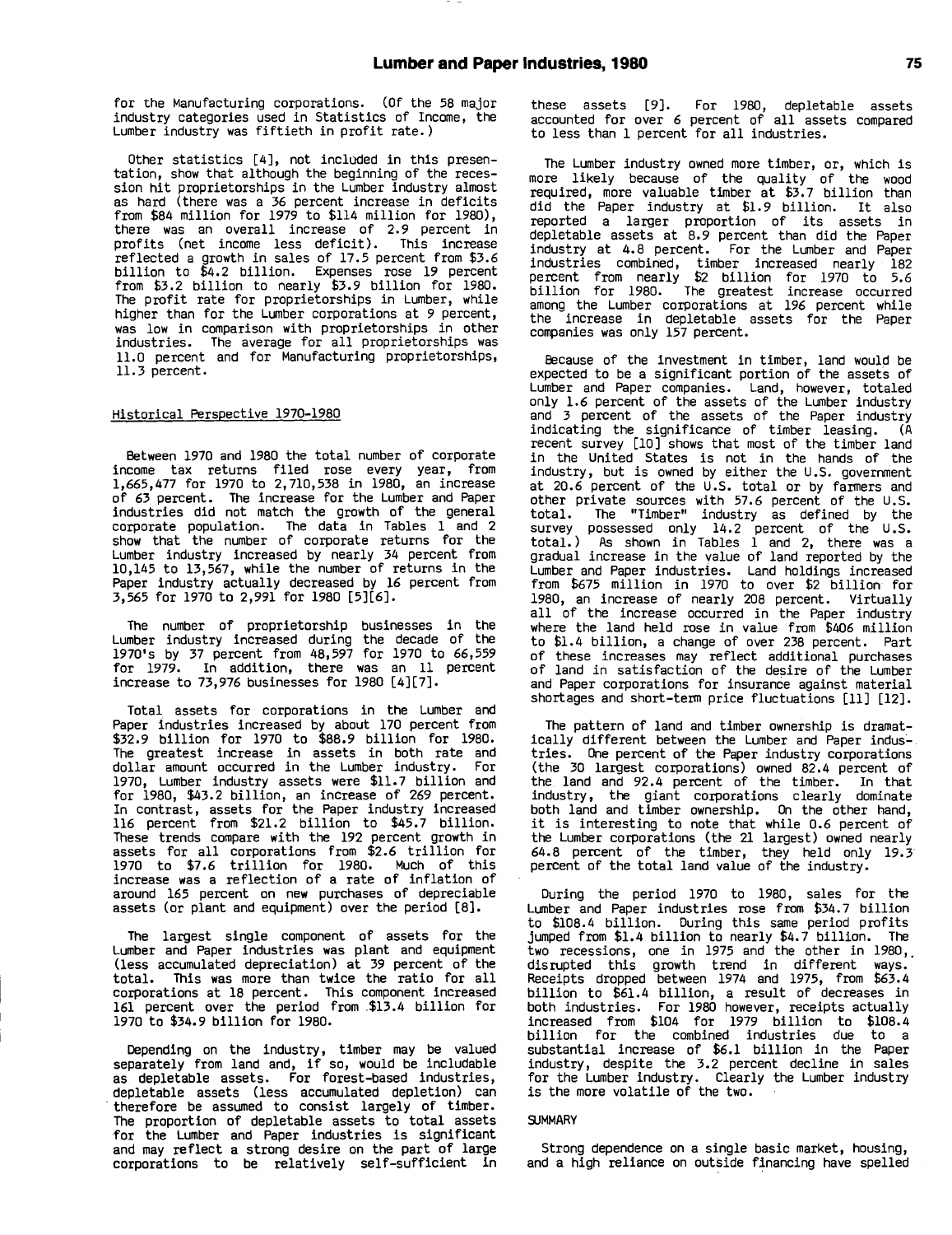for the Manufacturing corporations. (Of the 58 major industry categories used in Statistics of Income, the Lumber industry was fiftieth in profit rate.)

Other statistics [4], not included in this presentation, show that although the beginning of the recession hit proprietorships in the Lumber industry almost as hard (there was a 36 percent increase in deficits from $84 million for 1979 to $114 million for 1980), there was an overall increase of 2.9 percent in profits (net income less deficit). This increase reflected a growth in sales of 17.5 percent from $3.6 billion to $4.2 billion. Expenses rose 19 percent from $3.2 billion to nearly $3.9 billion for 1980. The profit rate for proprietorships in Lumber, while higher than for the Lumber corporations at 9 percent, was low in comparison with proprietorships in other industries. The average for all proprietorships was 11.0 percent and for Manufacturing proprietorships, 11.3 percent.

## Historical Perspective 1970-1980

Between 1970 and 1980 the total number of corporate income tax returns filed rose every year, from 1,665,477 for 1970 to 2,710,538 in 1980, an increase of 63 percent. The increase for the Lumber and Paper industries did not match the growth of the general corporate population. The data in Tables 1 and 2 show that the number of corporate returns for the Lumber industry increased by nearly 34 percent from 10,145 to 13,567, while the number of returns in the Paper industry actually decreased by 16 percent from 3,565 for 1970 to 2,991 for 1980 [5][6].

The number of proprietorship businesses in the Lumber industry increased during the decade of the 1970's by 37 percent from 48,597 for 1970 to 66,559 for 1979. In addition, there was an 11 percent increase to 73,976 businesses for 1980 [4][7].

Total assets for corporations in the Lumber and Paper industries increased by about 170 percent from $32.9 billion for 1970 to $88.9 billion for 1980. The greatest increase in assets in both rate and dollar amount occurred in the Lumber industry. For 1970, Lumber industry assets were $11.7 billion and for 1980, $43.2 billion, an increase of 269 percent. In contrast, assets for the Paper industry increased 116 percent from $21.2 billion to $45.7 billion. These trends compare with the 192 percent growth in assets for all corporations from $2.6 trillion for 1970 to $7.6 trillion for 1980. Much of this increase was a reflection of a rate of inflation of around 165 percent on new purchases of depreciable assets (or plant and equipment) over the period [8].

The largest single component of assets for the Lumber and Paper industries was plant and equipment (less accumulated depreciation) at 39 percent of the total. This was more than twice the ratio for all corporations at 18 percent. This component increased 161 percent over the period from $13.4 billion for 1970 to $34.9 billion for 1980.

Depending on the industry, timber may be valued separately from land and, if so, would be includable as depletable assets. For forest-based industries, depletable assets (less accumulated depletion) can therefore be assumed to consist largely of timber. The proportion of depletable assets to total assets for the Lumber and Paper industries is significant and may reflect a strong desire on the part of large corporations to be relatively self-sufficient in these assets [9]. For 1980, depletable assets accounted for over 6 percent of all assets compared to less than 1 percent for all industries.

The Lumber industry owned more timber, or, which is more likely because of the quality of the wood required, more valuable timber at $3.7 billion than did the Paper industry at $1.9 billion. It also reported a larger proportion of its assets in depletable assets at 8.9 percent than did the Paper industry at 4.8 percent. For the Lumber and Paper industries combined, timber increased nearly 182 percent from nearly $2 billion for 1970 to 5.6 billion for 1980. The greatest increase occurred among the Lumber corporations at 196 percent while the increase in depletable assets for the Paper companies was only 157 percent.

Because of the investment in timber, land would be expected to be a significant portion of the assets of Lumber and Paper companies. Land, however, totaled only 1.6 percent of the assets of the Lumber industry and 3 percent of the assets of the Paper industry indicating the significance of timber leasing. (A recent survey [10] shows that most of the timber land in the United States is not in the hands of the industry, but is owned by either the U.S. government at 20.6 percent of the U.S. total or by farmers and other private sources with 57.6 percent of the U.S. total. The "Timber" industry as defined by the survey possessed only 14.2 percent of the U.S. total.) As shown in Tables 1 and 2, there was a gradual increase in the value of land reported by the Lumber and Paper industries. Land holdings increased from $675 million in 1970 to over $2 billion for 1980, an increase of nearly 208 percent. Virtually all of the increase occurred in the Paper industry where the land held rose in value from $406 million to $1.4 billion, a change of over 238 percent. Part of these increases may reflect additional purchases of land in satisfaction of the desire of the Lumber and Paper corporations for insurance against material shortages and short-term price fluctuations [11] [12].

The pattern of land and timber ownership is dramatically different between the Lumber and Paper industries. One percent of the Paper industry corporations (the 30 largest corporations) owned 82.4 percent of the land and 92.4 percent of the timber. In that industry, the giant corporations clearly dominate both land and timber ownership. On the other hand, it is interesting to note that while 0.6 percent of the Lumber corporations (the 21 largest) owned nearly 64.8 percent of the timber, they held only 19.3 percent of the total land value of the industry.

During the period 1970 to 1980, sales for the Lumber and Paper industries rose from $34.7 billion to $108.4 billion. During this same period profits jumped from $1.4 billion to nearly $4.7 billion. The two recessions, one in 1975 and the other in 1980, disrupted this growth trend in different ways. Receipts dropped between 1974 and 1975, from $63.4 billion to $61.4 billion, a result of decreases in both industries. For 1980 however, receipts actually increased from $104 for 1979 billion to $108.4 billion for the combined industries due to a substantial increase of $6.1 billion in the Paper industry, despite the 3.2 percent decline in sales for the Lumber industry. Clearly the Lumber industry is the more volatile of the two.

## SUMMARY

Strong dependence on a single basic market, housing, and a high reliance on outside financing have spelled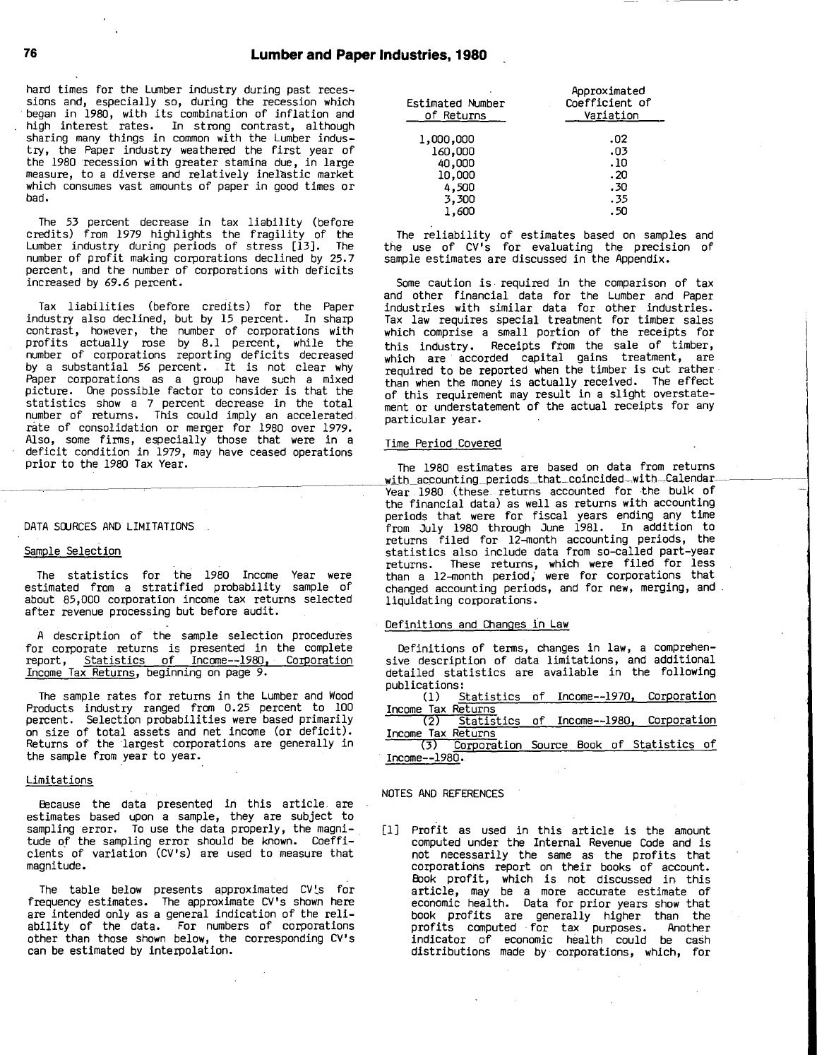hard times for the Lumber industry during past recessions and, especially so, during the recession which began in 1980, with its combination of inflation and high interest rates. In strong contrast, although sharing many things in common with the Lumber industry, the Paper industry weathered the first year of the 1980 recession with greater stamina due, in large measure, to a diverse and relatively inelastic market which consumes vast amounts of paper in good times or bad.

The 53 percent decrease in tax liability (before credits) from 1979 highlights the fragility of the Lumber industry during periods of stress [13]. The number of profit making corporations declined by 25.7 percent, and the number of corporations with deficits increased by 69.6 percent.

Tax liabilities (before credits) for the Paper industry also declined, but by 15 percent. In sharp contrast, however, the number of corporations with profits actually rose by 8.1 percent, while the number of corporations reporting deficits decreased by a substantial 56 percent. It is not clear why Paper corporations as a group have such a mixed picture. One possible factor to consider is that the statistics show a 7 percent decrease in the total number of returns. This could imply an accelerated rate of consolidation or merger for 1980 over 1979. Also, some firms, especially those that were in a deficit condition in 1979, may have ceased operations prior to the 1980 Tax Year.

## DATA SOURCES AND LIMITATIONS

### Sample Selection

The statistics for the 1980 Income Year were estimated from a stratified probability sample of about 85,000 corporation income tax returns selected after revenue processing but before audit.

A description of the sample selection procedures for corporate returns is presented in the complete report, Statistics of Income--1980, Corporation Income Tax Returns, beginning on page 9.

The sample rates for returns in the Lumber and Wood Products industry ranged from 0.25 percent to 100 percent. Selection probabilities were based primarily on size of total assets and net income (or deficit). Returns of the largest corporations are generally in the sample from year to year.

### Limitations

Because the data presented in this article are estimates based upon a sample, they are subject to sampling error. To use the data properly, the magnitude of the sampling error should be known. Coefficients of variation (CV's) are used to measure that magnitude.

The table below presents approximated CV's for frequency estimates. The approximate CV's shown here are intended only as a general indication of the reliability of the data. For numbers of corporations other than those shown below, the corresponding CV's can be estimated by interpolation.

| Estimated Number of Returns | Approximated Coefficient of Variation |
|---|---|
| 1,000,000 | .02 |
| 160,000 | .03 |
| 40,000 | .10 |
| 10,000 | .20 |
| 4,500 | .30 |
| 3,300 | .35 |
| 1,600 | .50 |

The reliability of estimates based on samples and the use of CV's for evaluating the precision of sample estimates are discussed in the Appendix.

Some caution is required in the comparison of tax and other financial data for the Lumber and Paper industries with similar data for other industries. Tax law requires special treatment for timber sales which comprise a small portion of the receipts for this industry. Receipts from the sale of timber, which are accorded capital gains treatment, are required to be reported when the timber is cut rather than when the money is actually received. The effect of this requirement may result in a slight overstatement or understatement of the actual receipts for any particular year.

### Time Period Covered

The 1980 estimates are based on data from returns with accounting periods that coincided with Calendar Year 1980 (these returns accounted for the bulk of the financial data) as well as returns with accounting periods that were for fiscal years ending any time from July 1980 through June 1981. In addition to returns filed for 12-month accounting periods, the statistics also include data from so-called part-year returns. These returns, which were filed for less than a 12-month period, were for corporations that changed accounting periods, and for new, merging, and liquidating corporations.

### Definitions and Changes in Law

Definitions of terms, changes in law, a comprehensive description of data limitations, and additional detailed statistics are available in the following publications:

(1) Statistics of Income--1970, Corporation Income Tax Returns

(2) Statistics of Income--1980, Corporation Income Tax Returns

(3) Corporation Source Book of Statistics of Income--1980.

## NOTES AND REFERENCES

[1] Profit as used in this article is the amount computed under the Internal Revenue Code and is not necessarily the same as the profits that corporations report on their books of account. Book profit, which is not discussed in this article, may be a more accurate estimate of economic health. Data for prior years show that book profits are generally higher than the profits computed for tax purposes. Another indicator of economic health could be cash distributions made by corporations, which, for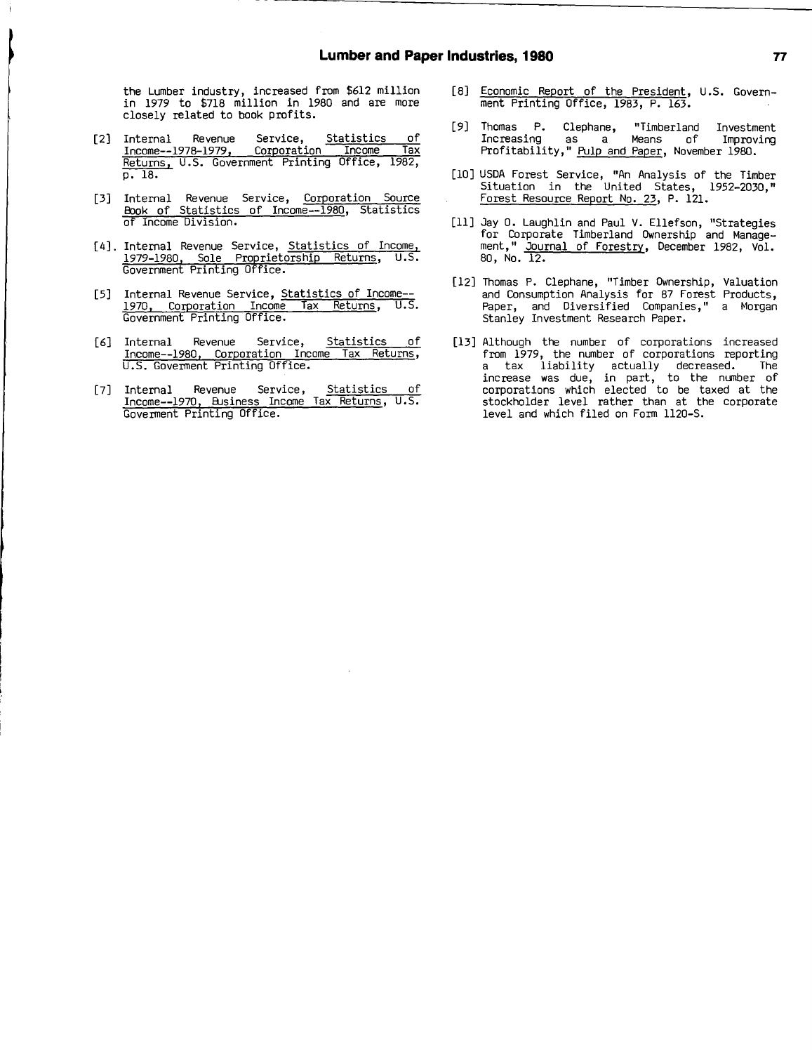the Lumber industry, increased from $612 million in 1979 to $718 million in 1980 and are more closely related to book profits.

[2] Internal Revenue Service, Statistics of Income--1978-1979, Corporation Income Tax Returns, U.S. Government Printing Office, 1982, p. 18.

[3] Internal Revenue Service, Corporation Source Book of Statistics of Income--1980, Statistics of Income Division.

[4]. Internal Revenue Service, Statistics of Income, 1979-1980, Sole Proprietorship Returns, U.S. Government Printing Office.

[5] Internal Revenue Service, Statistics of Income-- 1970, Corporation Income Tax Returns, U.S. Government Printing Office.

[6] Internal Revenue Service, Statistics of Income--1980, Corporation Income Tax Returns, U.S. Goverment Printing Office.

[7] Internal Revenue Service, Statistics of Income--1970, Business Income Tax Returns, U.S. Goverment Printing Office.

[8] Economic Report of the President, U.S. Government Printing Office, 1983, P. 163.

[9] Thomas P. Clephane, "Timberland Investment Increasing as a Means of Improving Profitability," Pulp and Paper, November 1980.

[10] USDA Forest Service, "An Analysis of the Timber Situation in the United States, 1952-2030," Forest Resource Report No. 23, P. 121.

[11] Jay O. Laughlin and Paul V. Ellefson, "Strategies for Corporate Timberland Ownership and Management," Journal of Forestry, December 1982, Vol. 80, No. 12.

[12] Thomas P. Clephane, "Timber Ownership, Valuation and Consumption Analysis for 87 Forest Products, Paper, and Diversified Companies," a Morgan Stanley Investment Research Paper.

[13] Although the number of corporations increased from 1979, the number of corporations reporting a tax liability actually decreased. The increase was due, in part, to the number of corporations which elected to be taxed at the stockholder level rather than at the corporate level and which filed on Form 1120-S.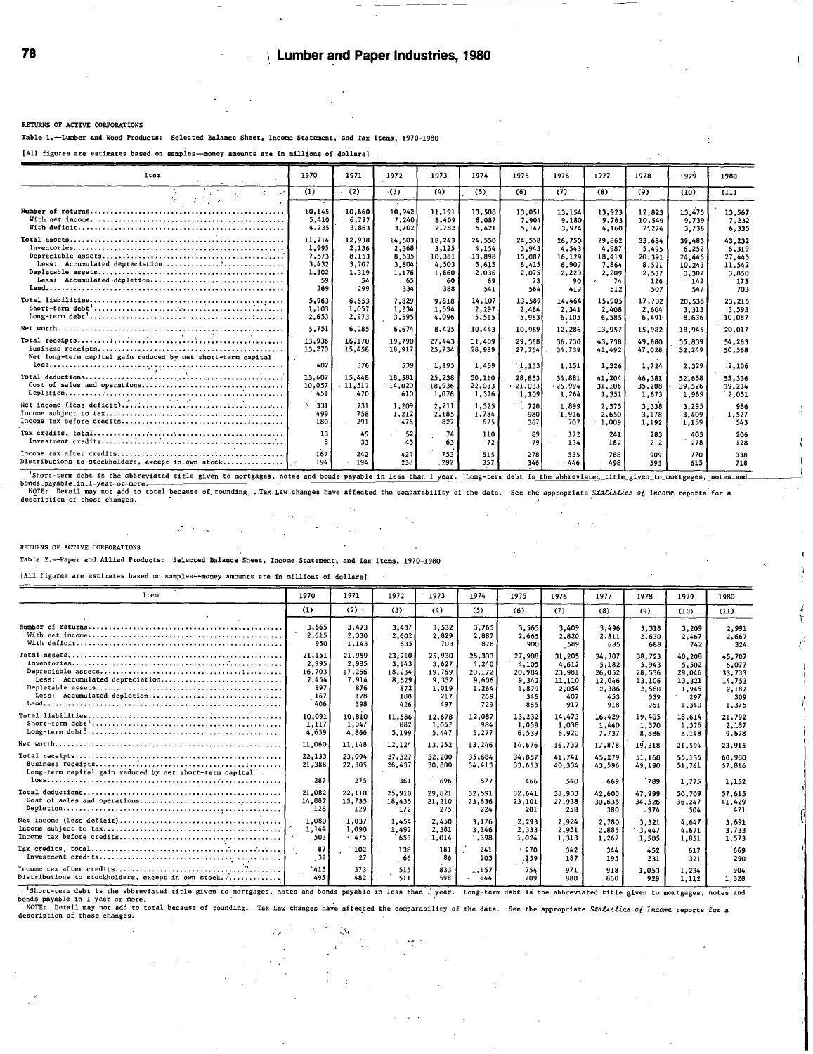RETURNS OF ACTIVE CORPORATIONS

Table 1.--Lumber and Wood Products: Selected Balance Sheet, Income Statement, and Tax Items, 1970-1980

[All figures are estimates based on samples--money amounts are in millions of dollars]

| Item | 1970 | 1971 | 1972 | 1973 | 1974 | 1975 | 1976 | 1977 | 1978 | 1979 | 1980 |
|---|---|---|---|---|---|---|---|---|---|---|---|
| | (1) | (2) | (3) | (4) | (5) | (6) | (7) | (8) | (9) | (10) | (11) |
| Number of returns | 10,145 | 10,660 | 10,942 | 11,191 | 13,508 | 13,051 | 13,154 | 13,923 | 12,823 | 13,475 | 13,567 |
| With net income | 5,410 | 6,797 | 7,240 | 8,409 | 8,087 | 7,904 | 9,180 | 9,763 | 10,549 | 9,739 | 7,232 |
| With deficit | 4,735 | 3,863 | 3,702 | 2,782 | 5,421 | 5,147 | 3,974 | 4,160 | 2,274 | 3,736 | 6,335 |
| Total assets | 11,714 | 12,938 | 14,503 | 18,243 | 24,550 | 24,558 | 26,750 | 29,862 | 33,684 | 39,483 | 43,232 |
| Inventories | 1,995 | 2,136 | 2,368 | 3,125 | 4,154 | 3,943 | 4,543 | 4,987 | 5,495 | 6,252 | 6,319 |
| Depreciable assets | 7,573 | 8,153 | 8,635 | 10,381 | 13,898 | 15,087 | 16,129 | 18,419 | 20,391 | 24,445 | 27,445 |
| Less: Accumulated depreciation | 3,432 | 3,707 | 3,804 | 4,503 | 5,615 | 6,415 | 6,907 | 7,864 | 8,521 | 10,243 | 11,542 |
| Depletable assets | 1,302 | 1,319 | 1,176 | 1,660 | 2,036 | 2,075 | 2,220 | 2,209 | 2,537 | 3,302 | 3,850 |
| Less: Accumulated depletion | 59 | 54 | 65 | 60 | 69 | 73 | 90 | 74 | 126 | 142 | 173 |
| Land | 269 | 299 | 334 | 388 | 541 | 564 | 419 | 512 | 507 | 547 | 703 |
| Total liabilities | 5,963 | 6,653 | 7,829 | 9,818 | 14,107 | 13,589 | 14,464 | 15,905 | 17,702 | 20,538 | 23,215 |
| Short-term debt[1] | 1,103 | 1,057 | 1,234 | 1,594 | 2,297 | 2,484 | 2,341 | 2,408 | 2,604 | 3,313 | 3,593 |
| Long-term debt[1] | 2,653 | 2,973 | 3,595 | 4,096 | 5,515 | 5,983 | 6,105 | 6,585 | 6,491 | 8,636 | 10,087 |
| Net worth | 5,751 | 6,285 | 6,674 | 8,425 | 10,443 | 10,969 | 12,286 | 13,957 | 15,982 | 18,945 | 20,017 |
| Total receipts | 13,936 | 16,170 | 19,790 | 27,443 | 31,409 | 29,568 | 36,730 | 43,738 | 49,680 | 55,839 | 54,263 |
| Business receipts | 13,270 | 15,458 | 18,917 | 25,734 | 28,989 | 27,754 | 34,739 | 41,492 | 47,028 | 52,249 | 50,568 |
| Net long-term capital gain reduced by net short-term capital loss | 402 | 376 | 539 | 1,195 | 1,459 | 1,133 | 1,151 | 1,326 | 1,724 | 2,329 | 2,106 |
| Total deductions | 13,607 | 15,448 | 18,581 | 25,238 | 30,110 | 28,853 | 34,881 | 41,204 | 46,381 | 52,658 | 53,336 |
| Cost of sales and operations | 10,057 | 11,517 | 14,020 | 18,936 | 22,033 | 21,033 | 25,994 | 31,106 | 35,208 | 39,526 | 39,234 |
| Depletion | 451 | 470 | 610 | 1,076 | 1,376 | 1,109 | 1,264 | 1,351 | 1,673 | 1,969 | 2,051 |
| Net income (less deficit) | 331 | 731 | 1,209 | 2,211 | 1,325 | 720 | 1,899 | 2,575 | 3,338 | 3,295 | 986 |
| Income subject to tax | 499 | 758 | 1,212 | 2,185 | 1,784 | 980 | 1,916 | 2,650 | 3,178 | 3,409 | 1,527 |
| Income tax before credits | 180 | 291 | 476 | 827 | 625 | 367 | 707 | 1,009 | 1,192 | 1,159 | 543 |
| Tax credits, total | 13 | 49 | 52 | 74 | 110 | 89 | 172 | 241 | 283 | 403 | 206 |
| Investment credits | 8 | 33 | 45 | 63 | 72 | 79 | 134 | 182 | 212 | 278 | 128 |
| Income tax after credits | 167 | 242 | 424 | 753 | 515 | 278 | 535 | 768 | 909 | 770 | 338 |
| Distributions to stockholders, except in own stock | 194 | 194 | 238 | 292 | 357 | 346 | 446 | 498 | 593 | 615 | 718 |

[1]Short-term debt is the abbreviated title given to mortgages, notes and bonds payable in less than 1 year. Long-term debt is the abbreviated title given to mortgages, notes and bonds payable in 1 year or more.

NOTE: Detail may not add to total because of rounding. Tax Law changes have affected the comparability of the data. See the appropriate *Statistics of Income* reports for a description of those changes.

RETURNS OF ACTIVE CORPORATIONS

Table 2.--Paper and Allied Products: Selected Balance Sheet, Income Statement, and Tax Items, 1970-1980

[All figures are estimates based on samples--money amounts are in millions of dollars]

| Item | 1970 | 1971 | 1972 | 1973 | 1974 | 1975 | 1976 | 1977 | 1978 | 1979 | 1980 |
|---|---|---|---|---|---|---|---|---|---|---|---|
| | (1) | (2) | (3) | (4) | (5) | (6) | (7) | (8) | (9) | (10) | (11) |
| Number of returns | 3,565 | 3,473 | 3,437 | 3,532 | 3,765 | 3,565 | 3,409 | 3,496 | 3,318 | 3,209 | 2,991 |
| With net income | 2,615 | 2,330 | 2,602 | 2,829 | 2,887 | 2,665 | 2,820 | 2,811 | 2,630 | 2,467 | 2,667 |
| With deficit | 950 | 1,143 | 835 | 703 | 878 | 900 | 589 | 685 | 688 | 742 | 324 |
| Total assets | 21,151 | 21,959 | 23,710 | 25,930 | 25,333 | 27,908 | 31,205 | 34,307 | 38,723 | 40,208 | 45,707 |
| Inventories | 2,995 | 2,985 | 3,143 | 3,627 | 4,240 | 4,105 | 4,612 | 5,182 | 5,943 | 5,502 | 6,077 |
| Depreciable assets | 16,703 | 17,266 | 18,234 | 19,769 | 20,172 | 20,984 | 23,981 | 26,052 | 28,536 | 29,046 | 33,733 |
| Less: Accumulated depreciation | 7,454 | 7,914 | 8,529 | 9,352 | 9,606 | 9,342 | 11,110 | 12,046 | 13,106 | 13,321 | 14,753 |
| Depletable assets | 897 | 876 | 872 | 1,019 | 1,264 | 1,879 | 2,054 | 2,386 | 2,580 | 1,945 | 2,187 |
| Less: Accumulated depletion | 167 | 178 | 188 | 217 | 269 | 346 | 407 | 453 | 539 | 297 | 309 |
| Land | 406 | 398 | 426 | 497 | 729 | 865 | 917 | 918 | 961 | 1,340 | 1,375 |
| Total liabilities | 10,091 | 10,810 | 11,586 | 12,678 | 12,087 | 13,232 | 14,473 | 16,429 | 19,405 | 18,614 | 21,792 |
| Short-term debt[1] | 1,117 | 1,047 | 882 | 1,057 | 984 | 1,059 | 1,038 | 1,440 | 1,370 | 1,576 | 2,187 |
| Long-term debt[1] | 4,659 | 4,866 | 5,199 | 5,447 | 5,277 | 6,539 | 6,920 | 7,737 | 8,886 | 8,148 | 9,678 |
| Net worth | 11,060 | 11,148 | 12,124 | 13,252 | 13,246 | 14,676 | 16,732 | 17,878 | 19,318 | 21,594 | 23,915 |
| Total receipts | 22,133 | 23,094 | 27,327 | 32,200 | 35,684 | 34,857 | 41,741 | 45,279 | 51,168 | 55,135 | 60,980 |
| Business receipts | 21,388 | 22,305 | 26,437 | 30,800 | 34,413 | 33,653 | 40,334 | 43,596 | 49,190 | 51,761 | 57,816 |
| Long-term capital gain reduced by net short-term capital loss | 287 | 275 | 361 | 696 | 577 | 466 | 540 | 669 | 789 | 1,775 | 1,152 |
| Total deductions | 21,082 | 22,110 | 25,910 | 29,821 | 32,591 | 32,641 | 38,933 | 42,600 | 47,999 | 50,709 | 57,615 |
| Cost of sales and operations | 14,887 | 15,735 | 18,435 | 21,310 | 23,636 | 23,101 | 27,938 | 30,635 | 34,526 | 36,247 | 41,429 |
| Depletion | 128 | 129 | 172 | 275 | 224 | 201 | 258 | 380 | 374 | 504 | 471 |
| Net income (less deficit) | 1,080 | 1,037 | 1,454 | 2,450 | 3,176 | 2,293 | 2,924 | 2,780 | 3,321 | 4,647 | 3,691 |
| Income subject to tax | 1,144 | 1,090 | 1,492 | 2,381 | 3,146 | 2,333 | 2,951 | 2,885 | 3,447 | 4,671 | 3,733 |
| Income tax before credits | 503 | 475 | 653 | 1,014 | 1,398 | 1,024 | 1,313 | 1,262 | 1,505 | 1,851 | 1,573 |
| Tax credits, total | 87 | 102 | 138 | 181 | 241 | 270 | 342 | 344 | 452 | 617 | 669 |
| Investment credits | 32 | 27 | 66 | 86 | 103 | 159 | 187 | 195 | 231 | 321 | 290 |
| Income tax after credits | 415 | 373 | 515 | 833 | 1,157 | 754 | 971 | 918 | 1,053 | 1,234 | 904 |
| Distributions to stockholders, except in own stock | 495 | 482 | 511 | 598 | 644 | 709 | 880 | 860 | 929 | 1,112 | 1,328 |

[1]Short-term debt is the abbreviated title given to mortgages, notes and bonds payable in less than 1 year. Long-term debt is the abbreviated title given to mortgages, notes and bonds payable in 1 year or more.

NOTE: Detail may not add to total because of rounding. Tax Law changes have affected the comparability of the data. See the appropriate *Statistics of Income* reports for a description of those changes.